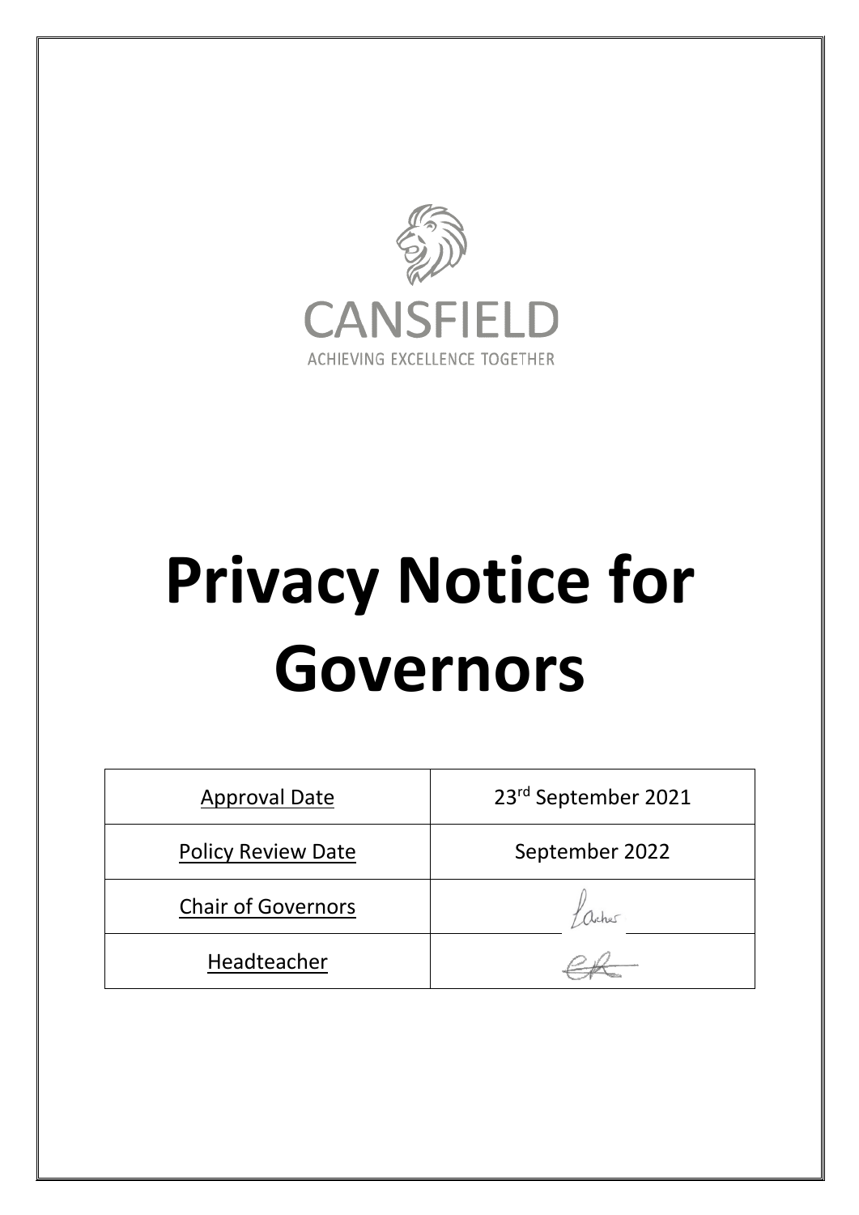CANSFIELD

ACHIEVING EXCELLENCE TOGETHER

# Privacy Notice for Governors

| Approval Date | 23rd September 2021 |
| --- | --- |
| Policy Review Date | September 2022 |
| Chair of Governors | |
| Headteacher | |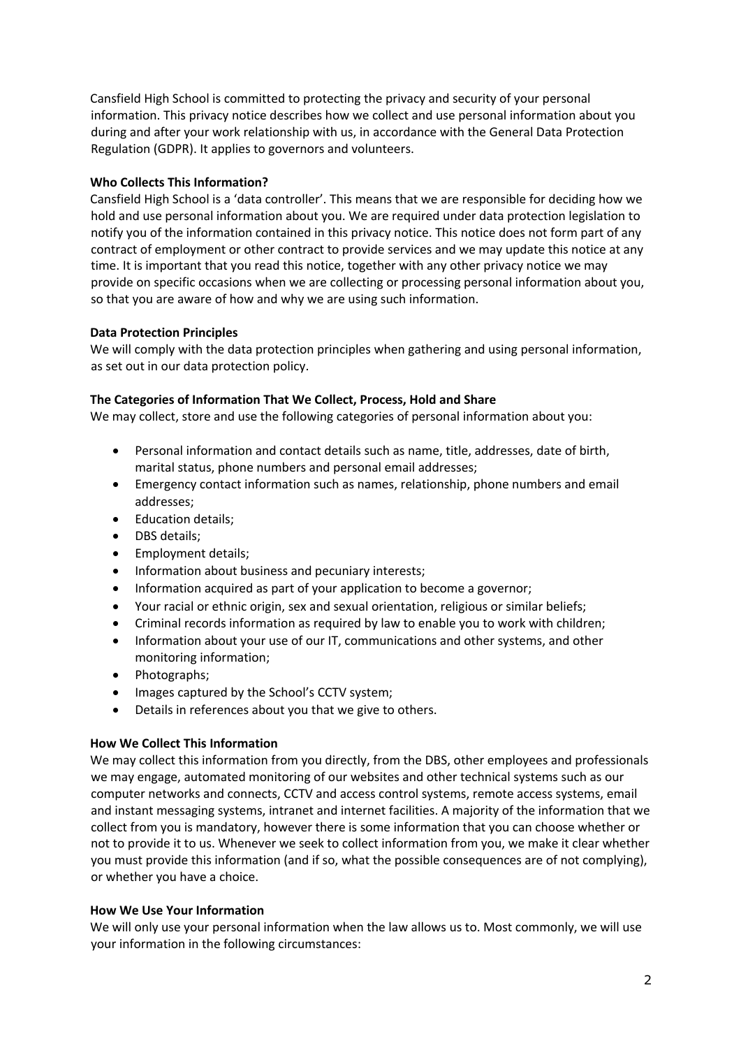Cansfield High School is committed to protecting the privacy and security of your personal information. This privacy notice describes how we collect and use personal information about you during and after your work relationship with us, in accordance with the General Data Protection Regulation (GDPR). It applies to governors and volunteers.

**Who Collects This Information?**

Cansfield High School is a 'data controller'. This means that we are responsible for deciding how we hold and use personal information about you. We are required under data protection legislation to notify you of the information contained in this privacy notice. This notice does not form part of any contract of employment or other contract to provide services and we may update this notice at any time. It is important that you read this notice, together with any other privacy notice we may provide on specific occasions when we are collecting or processing personal information about you, so that you are aware of how and why we are using such information.

**Data Protection Principles**

We will comply with the data protection principles when gathering and using personal information, as set out in our data protection policy.

**The Categories of Information That We Collect, Process, Hold and Share**

We may collect, store and use the following categories of personal information about you:

- Personal information and contact details such as name, title, addresses, date of birth, marital status, phone numbers and personal email addresses;
- Emergency contact information such as names, relationship, phone numbers and email addresses;
- Education details;
- DBS details;
- Employment details;
- Information about business and pecuniary interests;
- Information acquired as part of your application to become a governor;
- Your racial or ethnic origin, sex and sexual orientation, religious or similar beliefs;
- Criminal records information as required by law to enable you to work with children;
- Information about your use of our IT, communications and other systems, and other monitoring information;
- Photographs;
- Images captured by the School's CCTV system;
- Details in references about you that we give to others.

**How We Collect This Information**

We may collect this information from you directly, from the DBS, other employees and professionals we may engage, automated monitoring of our websites and other technical systems such as our computer networks and connects, CCTV and access control systems, remote access systems, email and instant messaging systems, intranet and internet facilities. A majority of the information that we collect from you is mandatory, however there is some information that you can choose whether or not to provide it to us. Whenever we seek to collect information from you, we make it clear whether you must provide this information (and if so, what the possible consequences are of not complying), or whether you have a choice.

**How We Use Your Information**

We will only use your personal information when the law allows us to. Most commonly, we will use your information in the following circumstances: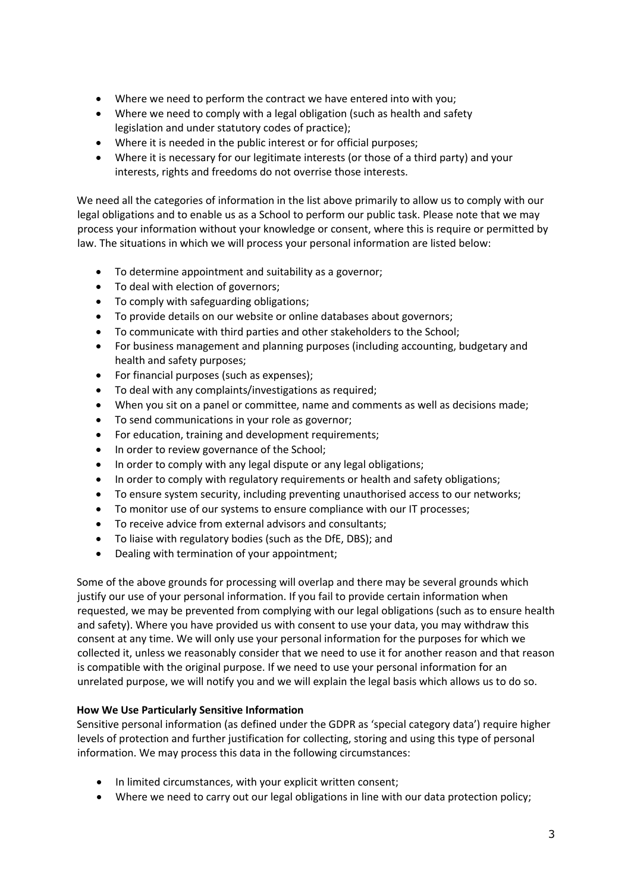- Where we need to perform the contract we have entered into with you;
- Where we need to comply with a legal obligation (such as health and safety legislation and under statutory codes of practice);
- Where it is needed in the public interest or for official purposes;
- Where it is necessary for our legitimate interests (or those of a third party) and your interests, rights and freedoms do not overrise those interests.

We need all the categories of information in the list above primarily to allow us to comply with our legal obligations and to enable us as a School to perform our public task. Please note that we may process your information without your knowledge or consent, where this is require or permitted by law. The situations in which we will process your personal information are listed below:

- To determine appointment and suitability as a governor;
- To deal with election of governors;
- To comply with safeguarding obligations;
- To provide details on our website or online databases about governors;
- To communicate with third parties and other stakeholders to the School;
- For business management and planning purposes (including accounting, budgetary and health and safety purposes;
- For financial purposes (such as expenses);
- To deal with any complaints/investigations as required;
- When you sit on a panel or committee, name and comments as well as decisions made;
- To send communications in your role as governor;
- For education, training and development requirements;
- In order to review governance of the School;
- In order to comply with any legal dispute or any legal obligations;
- In order to comply with regulatory requirements or health and safety obligations;
- To ensure system security, including preventing unauthorised access to our networks;
- To monitor use of our systems to ensure compliance with our IT processes;
- To receive advice from external advisors and consultants;
- To liaise with regulatory bodies (such as the DfE, DBS); and
- Dealing with termination of your appointment;

Some of the above grounds for processing will overlap and there may be several grounds which justify our use of your personal information. If you fail to provide certain information when requested, we may be prevented from complying with our legal obligations (such as to ensure health and safety). Where you have provided us with consent to use your data, you may withdraw this consent at any time. We will only use your personal information for the purposes for which we collected it, unless we reasonably consider that we need to use it for another reason and that reason is compatible with the original purpose. If we need to use your personal information for an unrelated purpose, we will notify you and we will explain the legal basis which allows us to do so.

**How We Use Particularly Sensitive Information**

Sensitive personal information (as defined under the GDPR as 'special category data') require higher levels of protection and further justification for collecting, storing and using this type of personal information. We may process this data in the following circumstances:

- In limited circumstances, with your explicit written consent;
- Where we need to carry out our legal obligations in line with our data protection policy;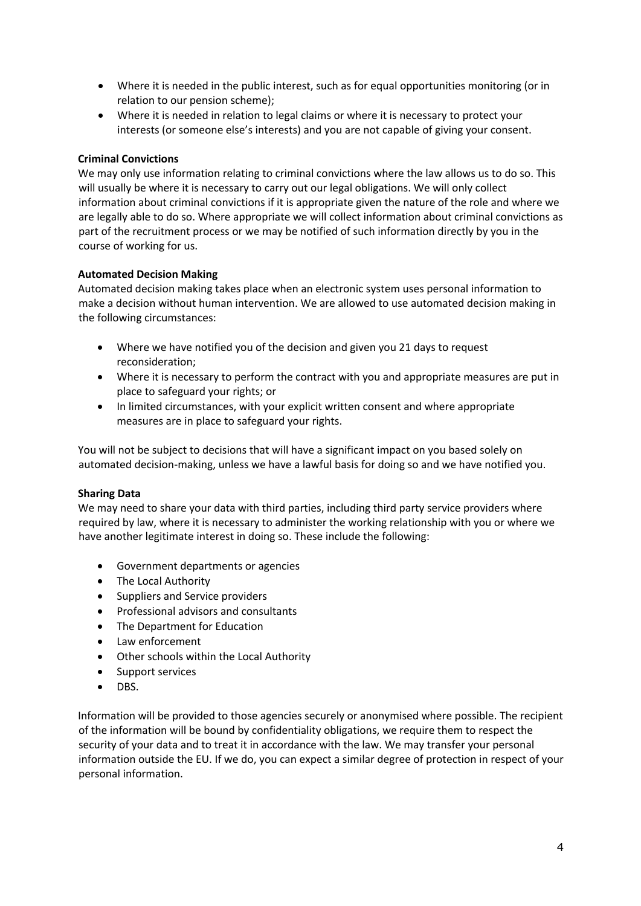- Where it is needed in the public interest, such as for equal opportunities monitoring (or in relation to our pension scheme);
- Where it is needed in relation to legal claims or where it is necessary to protect your interests (or someone else's interests) and you are not capable of giving your consent.

**Criminal Convictions**

We may only use information relating to criminal convictions where the law allows us to do so. This will usually be where it is necessary to carry out our legal obligations. We will only collect information about criminal convictions if it is appropriate given the nature of the role and where we are legally able to do so. Where appropriate we will collect information about criminal convictions as part of the recruitment process or we may be notified of such information directly by you in the course of working for us.

**Automated Decision Making**

Automated decision making takes place when an electronic system uses personal information to make a decision without human intervention. We are allowed to use automated decision making in the following circumstances:

- Where we have notified you of the decision and given you 21 days to request reconsideration;
- Where it is necessary to perform the contract with you and appropriate measures are put in place to safeguard your rights; or
- In limited circumstances, with your explicit written consent and where appropriate measures are in place to safeguard your rights.

You will not be subject to decisions that will have a significant impact on you based solely on automated decision-making, unless we have a lawful basis for doing so and we have notified you.

**Sharing Data**

We may need to share your data with third parties, including third party service providers where required by law, where it is necessary to administer the working relationship with you or where we have another legitimate interest in doing so. These include the following:

- Government departments or agencies
- The Local Authority
- Suppliers and Service providers
- Professional advisors and consultants
- The Department for Education
- Law enforcement
- Other schools within the Local Authority
- Support services
- DBS.

Information will be provided to those agencies securely or anonymised where possible. The recipient of the information will be bound by confidentiality obligations, we require them to respect the security of your data and to treat it in accordance with the law. We may transfer your personal information outside the EU. If we do, you can expect a similar degree of protection in respect of your personal information.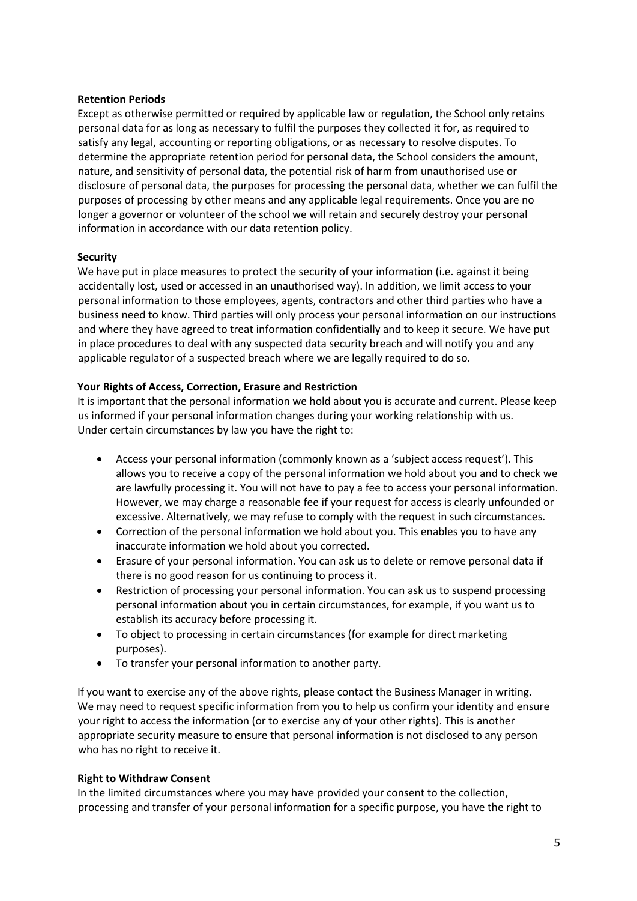**Retention Periods**

Except as otherwise permitted or required by applicable law or regulation, the School only retains personal data for as long as necessary to fulfil the purposes they collected it for, as required to satisfy any legal, accounting or reporting obligations, or as necessary to resolve disputes. To determine the appropriate retention period for personal data, the School considers the amount, nature, and sensitivity of personal data, the potential risk of harm from unauthorised use or disclosure of personal data, the purposes for processing the personal data, whether we can fulfil the purposes of processing by other means and any applicable legal requirements. Once you are no longer a governor or volunteer of the school we will retain and securely destroy your personal information in accordance with our data retention policy.

**Security**

We have put in place measures to protect the security of your information (i.e. against it being accidentally lost, used or accessed in an unauthorised way). In addition, we limit access to your personal information to those employees, agents, contractors and other third parties who have a business need to know. Third parties will only process your personal information on our instructions and where they have agreed to treat information confidentially and to keep it secure. We have put in place procedures to deal with any suspected data security breach and will notify you and any applicable regulator of a suspected breach where we are legally required to do so.

**Your Rights of Access, Correction, Erasure and Restriction**

It is important that the personal information we hold about you is accurate and current. Please keep us informed if your personal information changes during your working relationship with us.
Under certain circumstances by law you have the right to:

- Access your personal information (commonly known as a 'subject access request'). This allows you to receive a copy of the personal information we hold about you and to check we are lawfully processing it. You will not have to pay a fee to access your personal information. However, we may charge a reasonable fee if your request for access is clearly unfounded or excessive. Alternatively, we may refuse to comply with the request in such circumstances.
- Correction of the personal information we hold about you. This enables you to have any inaccurate information we hold about you corrected.
- Erasure of your personal information. You can ask us to delete or remove personal data if there is no good reason for us continuing to process it.
- Restriction of processing your personal information. You can ask us to suspend processing personal information about you in certain circumstances, for example, if you want us to establish its accuracy before processing it.
- To object to processing in certain circumstances (for example for direct marketing purposes).
- To transfer your personal information to another party.

If you want to exercise any of the above rights, please contact the Business Manager in writing. We may need to request specific information from you to help us confirm your identity and ensure your right to access the information (or to exercise any of your other rights). This is another appropriate security measure to ensure that personal information is not disclosed to any person who has no right to receive it.

**Right to Withdraw Consent**

In the limited circumstances where you may have provided your consent to the collection, processing and transfer of your personal information for a specific purpose, you have the right to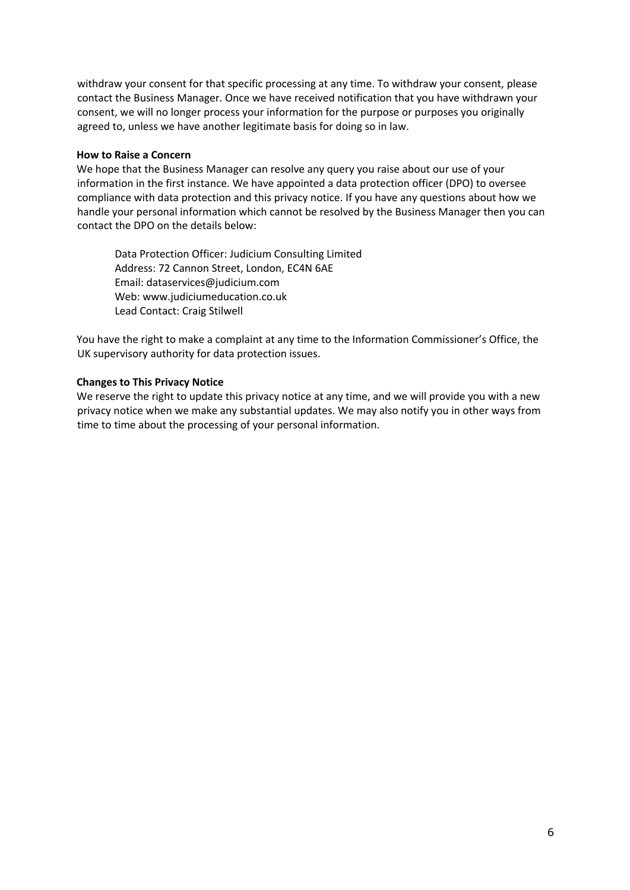withdraw your consent for that specific processing at any time. To withdraw your consent, please contact the Business Manager. Once we have received notification that you have withdrawn your consent, we will no longer process your information for the purpose or purposes you originally agreed to, unless we have another legitimate basis for doing so in law.

**How to Raise a Concern**

We hope that the Business Manager can resolve any query you raise about our use of your information in the first instance. We have appointed a data protection officer (DPO) to oversee compliance with data protection and this privacy notice. If you have any questions about how we handle your personal information which cannot be resolved by the Business Manager then you can contact the DPO on the details below:

Data Protection Officer: Judicium Consulting Limited
Address: 72 Cannon Street, London, EC4N 6AE
Email: dataservices@judicium.com
Web: www.judiciumeducation.co.uk
Lead Contact: Craig Stilwell

You have the right to make a complaint at any time to the Information Commissioner's Office, the UK supervisory authority for data protection issues.

**Changes to This Privacy Notice**

We reserve the right to update this privacy notice at any time, and we will provide you with a new privacy notice when we make any substantial updates. We may also notify you in other ways from time to time about the processing of your personal information.